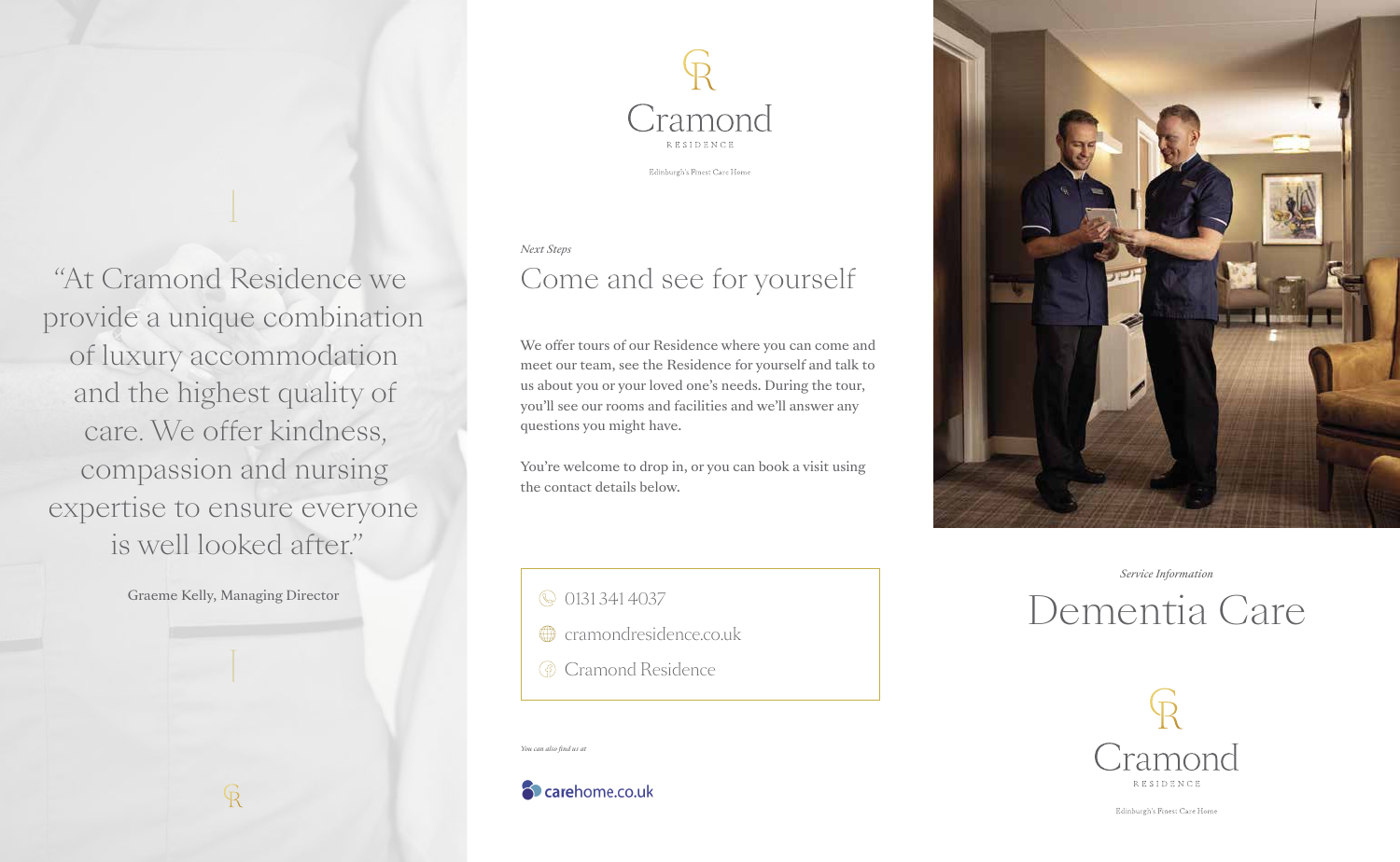"At Cramond Residence we provide a unique combination of luxury accommodation and the highest quality of care. We offer kindness, compassion and nursing expertise to ensure everyone is well looked after."

Graeme Kelly, Managing Director

Cramond RESIDENCE

Edinburgh's Finest Care Home

*Next Steps*

## Come and see for yourself

We offer tours of our Residence where you can come and meet our team, see the Residence for yourself and talk to us about you or your loved one's needs. During the tour, you'll see our rooms and facilities and we'll answer any questions you might have.

You're welcome to drop in, or you can book a visit using the contact details below.

- 0131 341 4037
- cramondresidence.co.uk
- Cramond Residence

*You can also find us at*

carehome.co.uk

*Service Information*

# Dementia Care

Cramond RESIDENCE

Edinburgh's Finest Care Home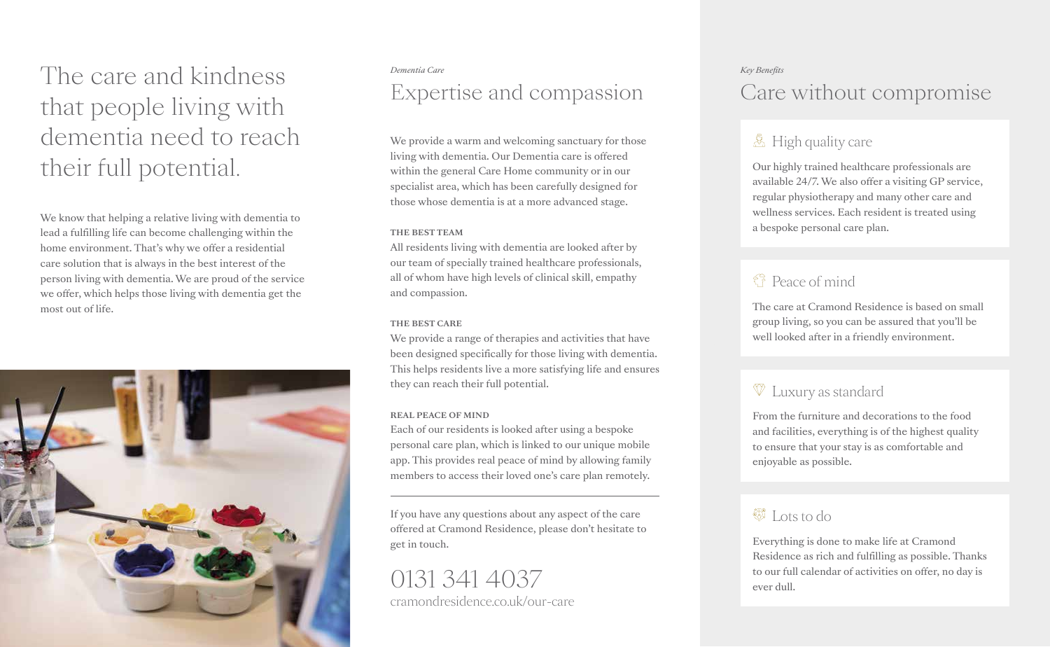# The care and kindness that people living with dementia need to reach their full potential.

We know that helping a relative living with dementia to lead a fulfilling life can become challenging within the home environment. That's why we offer a residential care solution that is always in the best interest of the person living with dementia. We are proud of the service we offer, which helps those living with dementia get the most out of life.

*Dementia Care*

## Expertise and compassion

We provide a warm and welcoming sanctuary for those living with dementia. Our Dementia care is offered within the general Care Home community or in our specialist area, which has been carefully designed for those whose dementia is at a more advanced stage.

**THE BEST TEAM**
All residents living with dementia are looked after by our team of specially trained healthcare professionals, all of whom have high levels of clinical skill, empathy and compassion.

**THE BEST CARE**
We provide a range of therapies and activities that have been designed specifically for those living with dementia. This helps residents live a more satisfying life and ensures they can reach their full potential.

**REAL PEACE OF MIND**
Each of our residents is looked after using a bespoke personal care plan, which is linked to our unique mobile app. This provides real peace of mind by allowing family members to access their loved one's care plan remotely.

---

If you have any questions about any aspect of the care offered at Cramond Residence, please don't hesitate to get in touch.

0131 341 4037
cramondresidence.co.uk/our-care

*Key Benefits*

## Care without compromise

### High quality care

Our highly trained healthcare professionals are available 24/7. We also offer a visiting GP service, regular physiotherapy and many other care and wellness services. Each resident is treated using a bespoke personal care plan.

### Peace of mind

The care at Cramond Residence is based on small group living, so you can be assured that you'll be well looked after in a friendly environment.

### Luxury as standard

From the furniture and decorations to the food and facilities, everything is of the highest quality to ensure that your stay is as comfortable and enjoyable as possible.

### Lots to do

Everything is done to make life at Cramond Residence as rich and fulfilling as possible. Thanks to our full calendar of activities on offer, no day is ever dull.